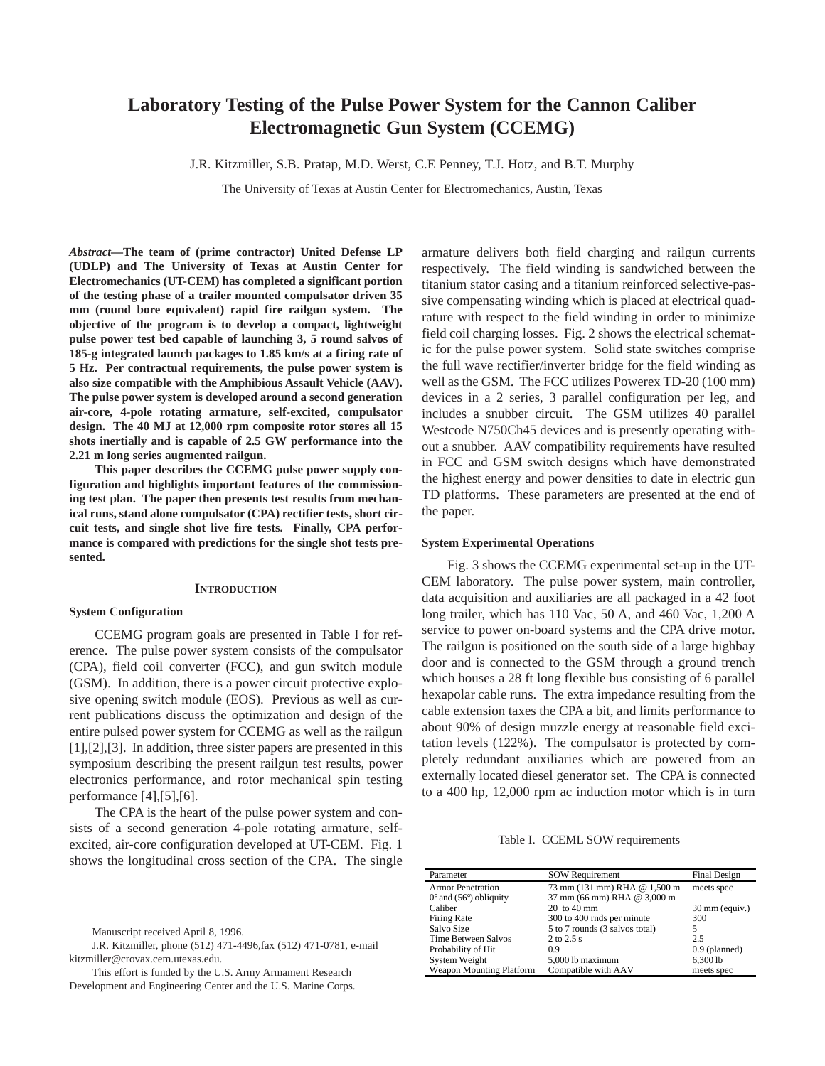# Laboratory Testing of the Pulse Power System for the Cannon Caliber Electromagnetic Gun System (CCEMG)

J.R. Kitzmiller, S.B. Pratap, M.D. Werst, C.E Penney, T.J. Hotz, and B.T. Murphy

The University of Texas at Austin Center for Electromechanics, Austin, Texas

***Abstract*—The team of (prime contractor) United Defense LP (UDLP) and The University of Texas at Austin Center for Electromechanics (UT-CEM) has completed a significant portion of the testing phase of a trailer mounted compulsator driven 35 mm (round bore equivalent) rapid fire railgun system. The objective of the program is to develop a compact, lightweight pulse power test bed capable of launching 3, 5 round salvos of 185-g integrated launch packages to 1.85 km/s at a firing rate of 5 Hz. Per contractual requirements, the pulse power system is also size compatible with the Amphibious Assault Vehicle (AAV). The pulse power system is developed around a second generation air-core, 4-pole rotating armature, self-excited, compulsator design. The 40 MJ at 12,000 rpm composite rotor stores all 15 shots inertially and is capable of 2.5 GW performance into the 2.21 m long series augmented railgun.**

**This paper describes the CCEMG pulse power supply configuration and highlights important features of the commissioning test plan. The paper then presents test results from mechanical runs, stand alone compulsator (CPA) rectifier tests, short circuit tests, and single shot live fire tests. Finally, CPA performance is compared with predictions for the single shot tests presented.**

## INTRODUCTION

### System Configuration

CCEMG program goals are presented in Table I for reference. The pulse power system consists of the compulsator (CPA), field coil converter (FCC), and gun switch module (GSM). In addition, there is a power circuit protective explosive opening switch module (EOS). Previous as well as current publications discuss the optimization and design of the entire pulsed power system for CCEMG as well as the railgun [1],[2],[3]. In addition, three sister papers are presented in this symposium describing the present railgun test results, power electronics performance, and rotor mechanical spin testing performance [4],[5],[6].

The CPA is the heart of the pulse power system and consists of a second generation 4-pole rotating armature, self-excited, air-core configuration developed at UT-CEM. Fig. 1 shows the longitudinal cross section of the CPA. The single armature delivers both field charging and railgun currents respectively. The field winding is sandwiched between the titanium stator casing and a titanium reinforced selective-passive compensating winding which is placed at electrical quadrature with respect to the field winding in order to minimize field coil charging losses. Fig. 2 shows the electrical schematic for the pulse power system. Solid state switches comprise the full wave rectifier/inverter bridge for the field winding as well as the GSM. The FCC utilizes Powerex TD-20 (100 mm) devices in a 2 series, 3 parallel configuration per leg, and includes a snubber circuit. The GSM utilizes 40 parallel Westcode N750Ch45 devices and is presently operating without a snubber. AAV compatibility requirements have resulted in FCC and GSM switch designs which have demonstrated the highest energy and power densities to date in electric gun TD platforms. These parameters are presented at the end of the paper.

### System Experimental Operations

Fig. 3 shows the CCEMG experimental set-up in the UT-CEM laboratory. The pulse power system, main controller, data acquisition and auxiliaries are all packaged in a 42 foot long trailer, which has 110 Vac, 50 A, and 460 Vac, 1,200 A service to power on-board systems and the CPA drive motor. The railgun is positioned on the south side of a large highbay door and is connected to the GSM through a ground trench which houses a 28 ft long flexible bus consisting of 6 parallel hexapolar cable runs. The extra impedance resulting from the cable extension taxes the CPA a bit, and limits performance to about 90% of design muzzle energy at reasonable field excitation levels (122%). The compulsator is protected by completely redundant auxiliaries which are powered from an externally located diesel generator set. The CPA is connected to a 400 hp, 12,000 rpm ac induction motor which is in turn

Table I. CCEML SOW requirements

| Parameter | SOW Requirement | Final Design |
|---|---|---|
| Armor Penetration<br>0° and (56°) obliquity | 73 mm (131 mm) RHA @ 1,500 m<br>37 mm (66 mm) RHA @ 3,000 m | meets spec |
| Caliber | 20 to 40 mm | 30 mm (equiv.) |
| Firing Rate | 300 to 400 rnds per minute | 300 |
| Salvo Size | 5 to 7 rounds (3 salvos total) | 5 |
| Time Between Salvos | 2 to 2.5 s | 2.5 |
| Probability of Hit | 0.9 | 0.9 (planned) |
| System Weight | 5,000 lb maximum | 6,300 lb |
| Weapon Mounting Platform | Compatible with AAV | meets spec |

Manuscript received April 8, 1996.

J.R. Kitzmiller, phone (512) 471-4496,fax (512) 471-0781, e-mail kitzmiller@crovax.cem.utexas.edu.

This effort is funded by the U.S. Army Armament Research Development and Engineering Center and the U.S. Marine Corps.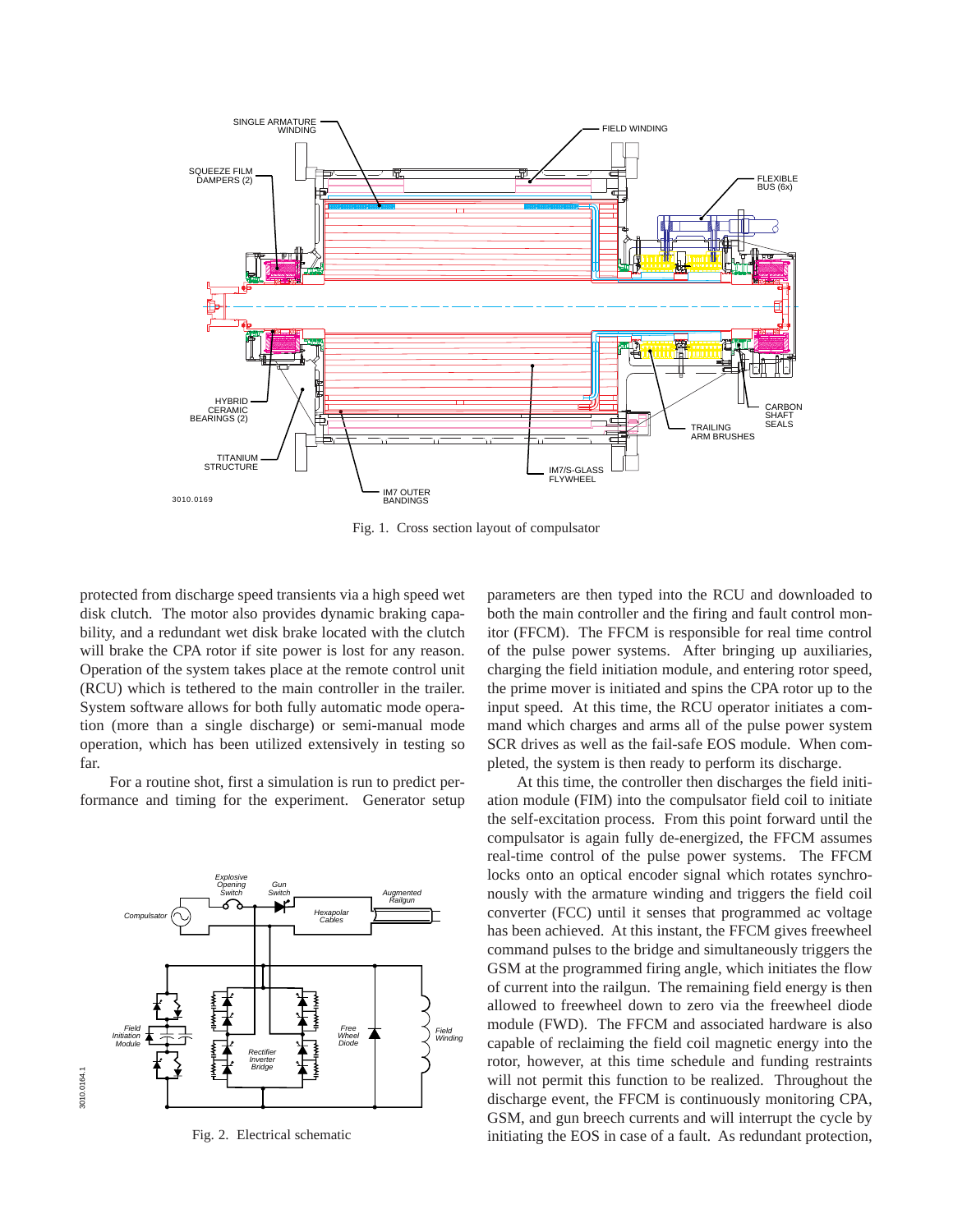Fig. 1. Cross section layout of compulsator

protected from discharge speed transients via a high speed wet disk clutch. The motor also provides dynamic braking capability, and a redundant wet disk brake located with the clutch will brake the CPA rotor if site power is lost for any reason. Operation of the system takes place at the remote control unit (RCU) which is tethered to the main controller in the trailer. System software allows for both fully automatic mode operation (more than a single discharge) or semi-manual mode operation, which has been utilized extensively in testing so far.

For a routine shot, first a simulation is run to predict performance and timing for the experiment. Generator setup parameters are then typed into the RCU and downloaded to both the main controller and the firing and fault control monitor (FFCM). The FFCM is responsible for real time control of the pulse power systems. After bringing up auxiliaries, charging the field initiation module, and entering rotor speed, the prime mover is initiated and spins the CPA rotor up to the input speed. At this time, the RCU operator initiates a command which charges and arms all of the pulse power system SCR drives as well as the fail-safe EOS module. When completed, the system is then ready to perform its discharge.

Fig. 2. Electrical schematic

At this time, the controller then discharges the field initiation module (FIM) into the compulsator field coil to initiate the self-excitation process. From this point forward until the compulsator is again fully de-energized, the FFCM assumes real-time control of the pulse power systems. The FFCM locks onto an optical encoder signal which rotates synchronously with the armature winding and triggers the field coil converter (FCC) until it senses that programmed ac voltage has been achieved. At this instant, the FFCM gives freewheel command pulses to the bridge and simultaneously triggers the GSM at the programmed firing angle, which initiates the flow of current into the railgun. The remaining field energy is then allowed to freewheel down to zero via the freewheel diode module (FWD). The FFCM and associated hardware is also capable of reclaiming the field coil magnetic energy into the rotor, however, at this time schedule and funding restraints will not permit this function to be realized. Throughout the discharge event, the FFCM is continuously monitoring CPA, GSM, and gun breech currents and will interrupt the cycle by initiating the EOS in case of a fault. As redundant protection,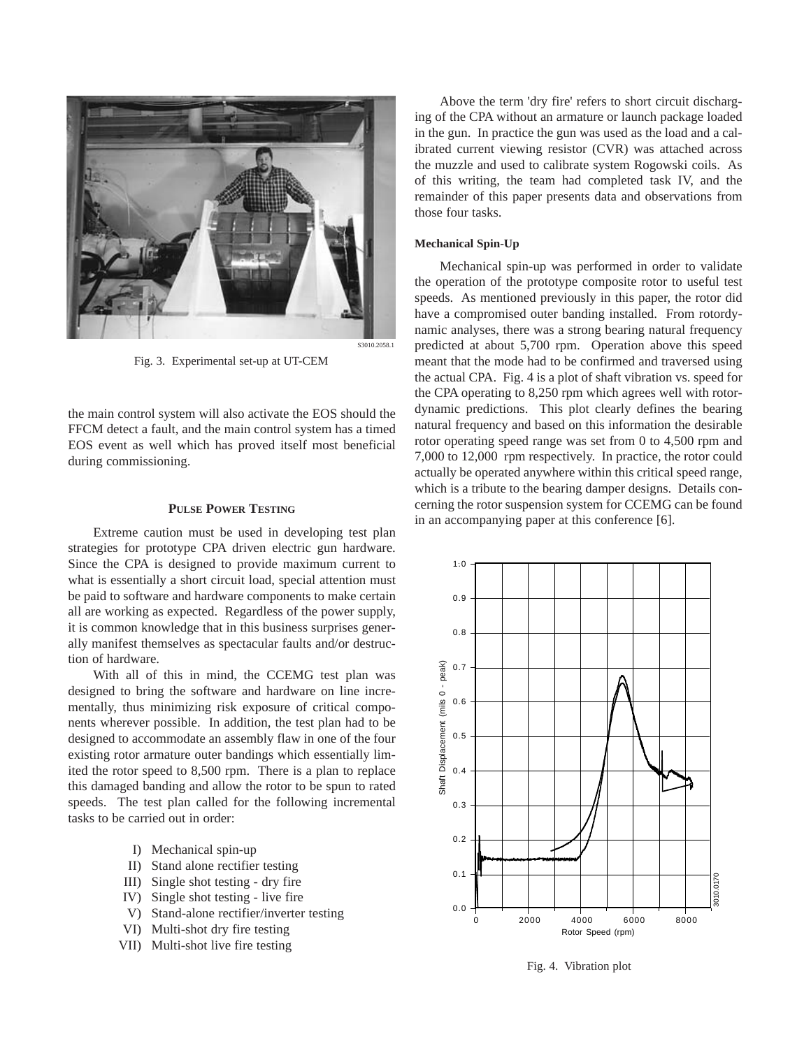Fig. 3. Experimental set-up at UT-CEM

the main control system will also activate the EOS should the FFCM detect a fault, and the main control system has a timed EOS event as well which has proved itself most beneficial during commissioning.

## PULSE POWER TESTING

Extreme caution must be used in developing test plan strategies for prototype CPA driven electric gun hardware. Since the CPA is designed to provide maximum current to what is essentially a short circuit load, special attention must be paid to software and hardware components to make certain all are working as expected. Regardless of the power supply, it is common knowledge that in this business surprises generally manifest themselves as spectacular faults and/or destruction of hardware.

With all of this in mind, the CCEMG test plan was designed to bring the software and hardware on line incrementally, thus minimizing risk exposure of critical components wherever possible. In addition, the test plan had to be designed to accommodate an assembly flaw in one of the four existing rotor armature outer bandings which essentially limited the rotor speed to 8,500 rpm. There is a plan to replace this damaged banding and allow the rotor to be spun to rated speeds. The test plan called for the following incremental tasks to be carried out in order:

- I) Mechanical spin-up
- II) Stand alone rectifier testing
- III) Single shot testing - dry fire
- IV) Single shot testing - live fire
- V) Stand-alone rectifier/inverter testing
- VI) Multi-shot dry fire testing
- VII) Multi-shot live fire testing

Above the term 'dry fire' refers to short circuit discharging of the CPA without an armature or launch package loaded in the gun. In practice the gun was used as the load and a calibrated current viewing resistor (CVR) was attached across the muzzle and used to calibrate system Rogowski coils. As of this writing, the team had completed task IV, and the remainder of this paper presents data and observations from those four tasks.

### Mechanical Spin-Up

Mechanical spin-up was performed in order to validate the operation of the prototype composite rotor to useful test speeds. As mentioned previously in this paper, the rotor did have a compromised outer banding installed. From rotordynamic analyses, there was a strong bearing natural frequency predicted at about 5,700 rpm. Operation above this speed meant that the mode had to be confirmed and traversed using the actual CPA. Fig. 4 is a plot of shaft vibration vs. speed for the CPA operating to 8,250 rpm which agrees well with rotordynamic predictions. This plot clearly defines the bearing natural frequency and based on this information the desirable rotor operating speed range was set from 0 to 4,500 rpm and 7,000 to 12,000 rpm respectively. In practice, the rotor could actually be operated anywhere within this critical speed range, which is a tribute to the bearing damper designs. Details concerning the rotor suspension system for CCEMG can be found in an accompanying paper at this conference [6].

Fig. 4. Vibration plot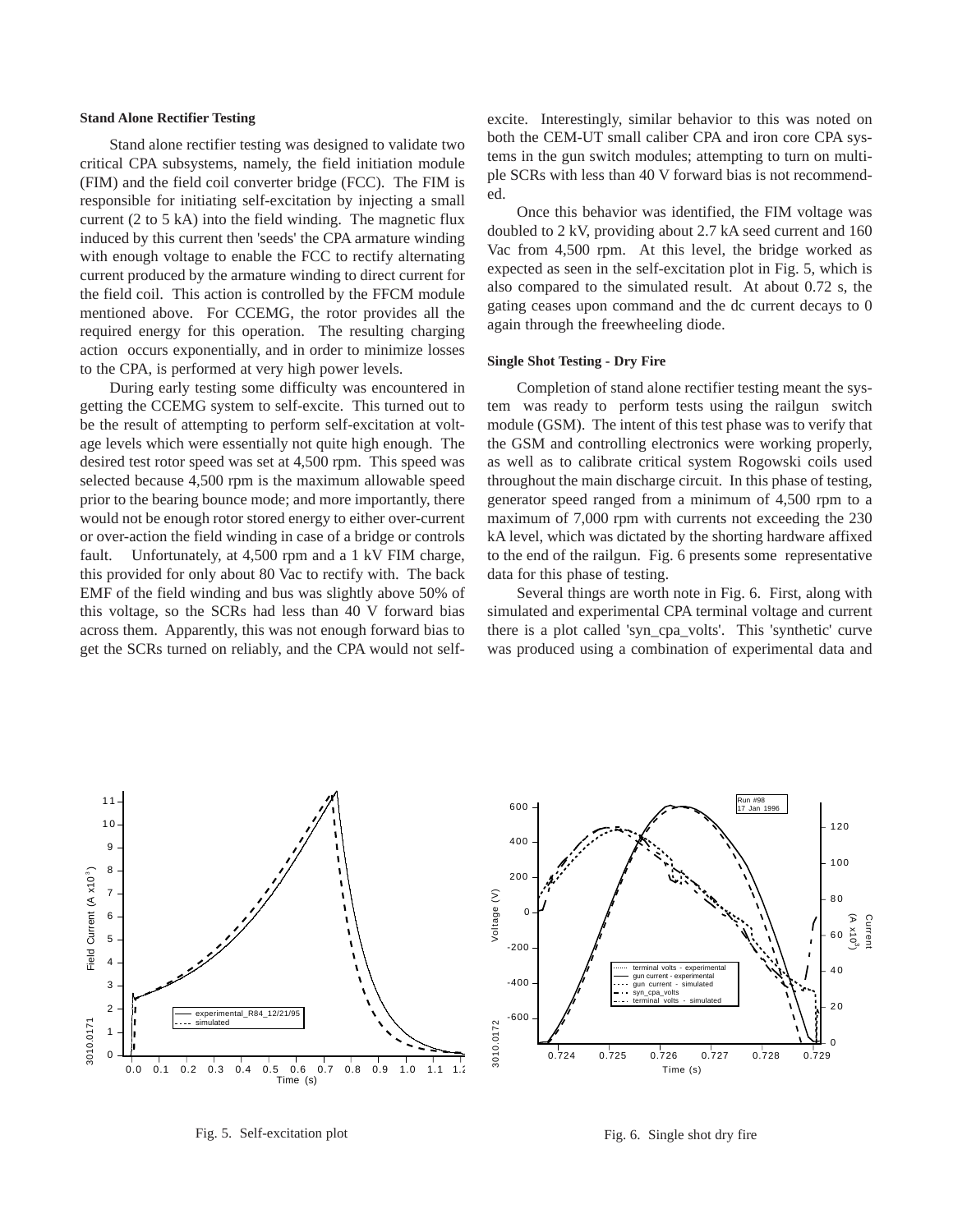### Stand Alone Rectifier Testing

Stand alone rectifier testing was designed to validate two critical CPA subsystems, namely, the field initiation module (FIM) and the field coil converter bridge (FCC). The FIM is responsible for initiating self-excitation by injecting a small current (2 to 5 kA) into the field winding. The magnetic flux induced by this current then 'seeds' the CPA armature winding with enough voltage to enable the FCC to rectify alternating current produced by the armature winding to direct current for the field coil. This action is controlled by the FFCM module mentioned above. For CCEMG, the rotor provides all the required energy for this operation. The resulting charging action occurs exponentially, and in order to minimize losses to the CPA, is performed at very high power levels.

During early testing some difficulty was encountered in getting the CCEMG system to self-excite. This turned out to be the result of attempting to perform self-excitation at voltage levels which were essentially not quite high enough. The desired test rotor speed was set at 4,500 rpm. This speed was selected because 4,500 rpm is the maximum allowable speed prior to the bearing bounce mode; and more importantly, there would not be enough rotor stored energy to either over-current or over-action the field winding in case of a bridge or controls fault. Unfortunately, at 4,500 rpm and a 1 kV FIM charge, this provided for only about 80 Vac to rectify with. The back EMF of the field winding and bus was slightly above 50% of this voltage, so the SCRs had less than 40 V forward bias across them. Apparently, this was not enough forward bias to get the SCRs turned on reliably, and the CPA would not self-excite. Interestingly, similar behavior to this was noted on both the CEM-UT small caliber CPA and iron core CPA systems in the gun switch modules; attempting to turn on multiple SCRs with less than 40 V forward bias is not recommended.

Once this behavior was identified, the FIM voltage was doubled to 2 kV, providing about 2.7 kA seed current and 160 Vac from 4,500 rpm. At this level, the bridge worked as expected as seen in the self-excitation plot in Fig. 5, which is also compared to the simulated result. At about 0.72 s, the gating ceases upon command and the dc current decays to 0 again through the freewheeling diode.

### Single Shot Testing - Dry Fire

Completion of stand alone rectifier testing meant the system was ready to perform tests using the railgun switch module (GSM). The intent of this test phase was to verify that the GSM and controlling electronics were working properly, as well as to calibrate critical system Rogowski coils used throughout the main discharge circuit. In this phase of testing, generator speed ranged from a minimum of 4,500 rpm to a maximum of 7,000 rpm with currents not exceeding the 230 kA level, which was dictated by the shorting hardware affixed to the end of the railgun. Fig. 6 presents some representative data for this phase of testing.

Several things are worth note in Fig. 6. First, along with simulated and experimental CPA terminal voltage and current there is a plot called 'syn_cpa_volts'. This 'synthetic' curve was produced using a combination of experimental data and

Fig. 5. Self-excitation plot

Fig. 6. Single shot dry fire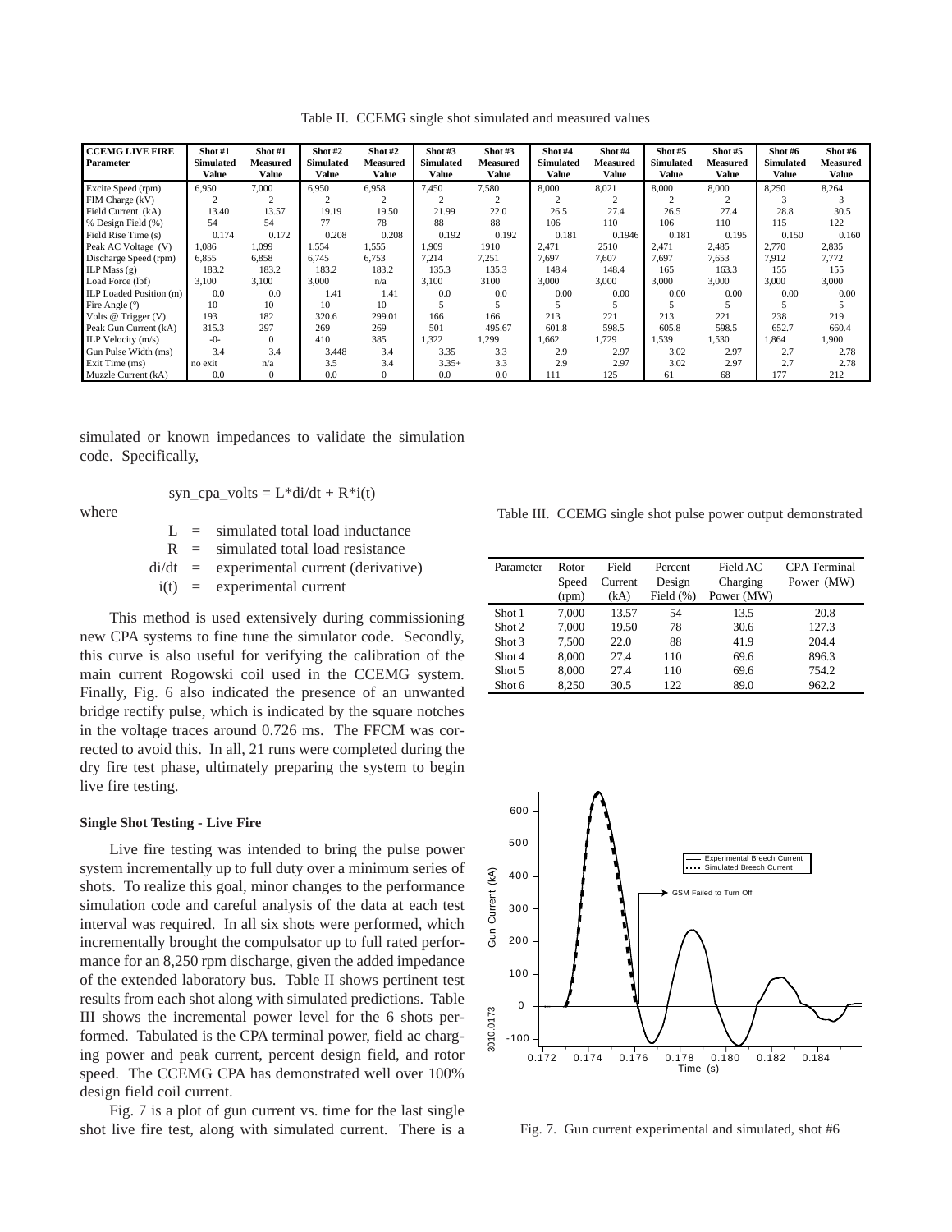Table II. CCEMG single shot simulated and measured values

| CCEMG LIVE FIRE Parameter | Shot #1 Simulated Value | Shot #1 Measured Value | Shot #2 Simulated Value | Shot #2 Measured Value | Shot #3 Simulated Value | Shot #3 Measured Value | Shot #4 Simulated Value | Shot #4 Measured Value | Shot #5 Simulated Value | Shot #5 Measured Value | Shot #6 Simulated Value | Shot #6 Measured Value |
|---|---|---|---|---|---|---|---|---|---|---|---|---|
| Excite Speed (rpm) | 6,950 | 7,000 | 6,950 | 6,958 | 7,450 | 7,580 | 8,000 | 8,021 | 8,000 | 8,000 | 8,250 | 8,264 |
| FIM Charge (kV) | 2 | 2 | 2 | 2 | 2 | 2 | 2 | 2 | 2 | 2 | 3 | 3 |
| Field Current (kA) | 13.40 | 13.57 | 19.19 | 19.50 | 21.99 | 22.0 | 26.5 | 27.4 | 26.5 | 27.4 | 28.8 | 30.5 |
| % Design Field (%) | 54 | 54 | 77 | 78 | 88 | 88 | 106 | 110 | 106 | 110 | 115 | 122 |
| Field Rise Time (s) | 0.174 | 0.172 | 0.208 | 0.208 | 0.192 | 0.192 | 0.181 | 0.1946 | 0.181 | 0.195 | 0.150 | 0.160 |
| Peak AC Voltage (V) | 1,086 | 1,099 | 1,554 | 1,555 | 1,909 | 1910 | 2,471 | 2510 | 2,471 | 2,485 | 2,770 | 2,835 |
| Discharge Speed (rpm) | 6,855 | 6,858 | 6,745 | 6,753 | 7,214 | 7,251 | 7,697 | 7,607 | 7,697 | 7,653 | 7,912 | 7,772 |
| ILP Mass (g) | 183.2 | 183.2 | 183.2 | 183.2 | 135.3 | 135.3 | 148.4 | 148.4 | 165 | 163.3 | 155 | 155 |
| Load Force (lbf) | 3,100 | 3,100 | 3,000 | n/a | 3,100 | 3100 | 3,000 | 3,000 | 3,000 | 3,000 | 3,000 | 3,000 |
| ILP Loaded Position (m) | 0.0 | 0.0 | 1.41 | 1.41 | 0.0 | 0.0 | 0.00 | 0.00 | 0.00 | 0.00 | 0.00 | 0.00 |
| Fire Angle (°) | 10 | 10 | 10 | 10 | 5 | 5 | 5 | 5 | 5 | 5 | 5 | 5 |
| Volts @ Trigger (V) | 193 | 182 | 320.6 | 299.01 | 166 | 166 | 213 | 221 | 213 | 221 | 238 | 219 |
| Peak Gun Current (kA) | 315.3 | 297 | 269 | 269 | 501 | 495.67 | 601.8 | 598.5 | 605.8 | 598.5 | 652.7 | 660.4 |
| ILP Velocity (m/s) | -0- | 0 | 410 | 385 | 1,322 | 1,299 | 1,662 | 1,729 | 1,539 | 1,530 | 1,864 | 1,900 |
| Gun Pulse Width (ms) | 3.4 | 3.4 | 3.448 | 3.4 | 3.35 | 3.3 | 2.9 | 2.97 | 3.02 | 2.97 | 2.7 | 2.78 |
| Exit Time (ms) | no exit | n/a | 3.5 | 3.4 | 3.35+ | 3.3 | 2.9 | 2.97 | 3.02 | 2.97 | 2.7 | 2.78 |
| Muzzle Current (kA) | 0.0 | 0 | 0.0 | 0 | 0.0 | 0.0 | 111 | 125 | 61 | 68 | 177 | 212 |

simulated or known impedances to validate the simulation code. Specifically,

$$syn\_cpa\_volts = L*di/dt + R*i(t)$$

where

$L$ = simulated total load inductance
$R$ = simulated total load resistance
$di/dt$ = experimental current (derivative)
$i(t)$ = experimental current

This method is used extensively during commissioning new CPA systems to fine tune the simulator code. Secondly, this curve is also useful for verifying the calibration of the main current Rogowski coil used in the CCEMG system. Finally, Fig. 6 also indicated the presence of an unwanted bridge rectify pulse, which is indicated by the square notches in the voltage traces around 0.726 ms. The FFCM was corrected to avoid this. In all, 21 runs were completed during the dry fire test phase, ultimately preparing the system to begin live fire testing.

**Single Shot Testing - Live Fire**

Live fire testing was intended to bring the pulse power system incrementally up to full duty over a minimum series of shots. To realize this goal, minor changes to the performance simulation code and careful analysis of the data at each test interval was required. In all six shots were performed, which incrementally brought the compulsator up to full rated performance for an 8,250 rpm discharge, given the added impedance of the extended laboratory bus. Table II shows pertinent test results from each shot along with simulated predictions. Table III shows the incremental power level for the 6 shots performed. Tabulated is the CPA terminal power, field ac charging power and peak current, percent design field, and rotor speed. The CCEMG CPA has demonstrated well over 100% design field coil current.

Fig. 7 is a plot of gun current vs. time for the last single shot live fire test, along with simulated current. There is a

Table III. CCEMG single shot pulse power output demonstrated

| Parameter | Rotor Speed (rpm) | Field Current (kA) | Percent Design Field (%) | Field AC Charging Power (MW) | CPA Terminal Power (MW) |
|---|---|---|---|---|---|
| Shot 1 | 7,000 | 13.57 | 54 | 13.5 | 20.8 |
| Shot 2 | 7,000 | 19.50 | 78 | 30.6 | 127.3 |
| Shot 3 | 7,500 | 22.0 | 88 | 41.9 | 204.4 |
| Shot 4 | 8,000 | 27.4 | 110 | 69.6 | 896.3 |
| Shot 5 | 8,000 | 27.4 | 110 | 69.6 | 754.2 |
| Shot 6 | 8,250 | 30.5 | 122 | 89.0 | 962.2 |

Fig. 7. Gun current experimental and simulated, shot #6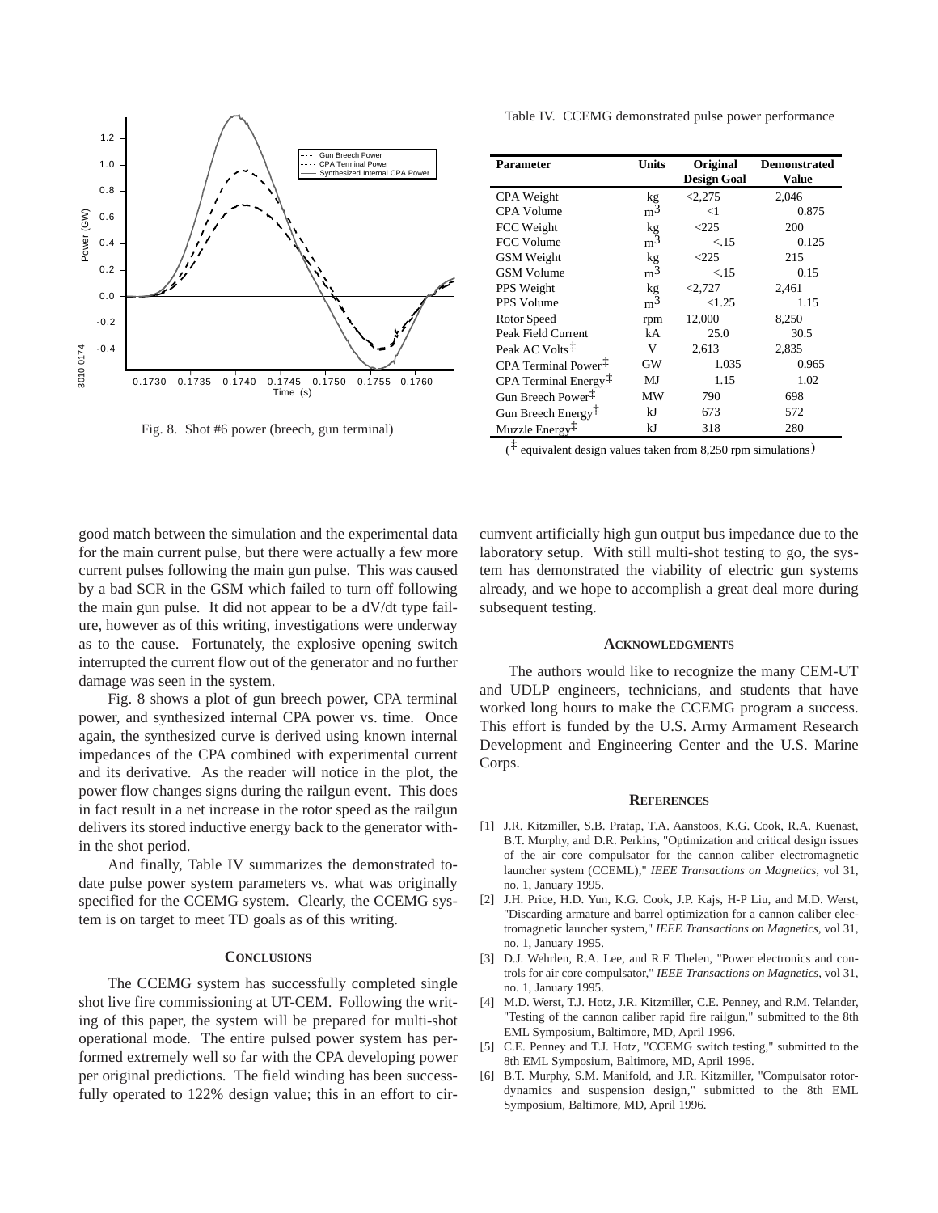1.2
1.0
0.8
0.6
0.4
0.2
0.0
-0.2
-0.4

Power (GW)

Gun Breech Power
CPA Terminal Power
Synthesized Internal CPA Power

0.1730 0.1735 0.1740 0.1745 0.1750 0.1755 0.1760

Time (s)

3010.0174

Fig. 8. Shot #6 power (breech, gun terminal)

Table IV. CCEMG demonstrated pulse power performance

| Parameter | Units | Original Design Goal | Demonstrated Value |
|---|---|---|---|
| CPA Weight | kg | <2,275 | 2,046 |
| CPA Volume | $m^3$ | <1 | 0.875 |
| FCC Weight | kg | <225 | 200 |
| FCC Volume | $m^3$ | <.15 | 0.125 |
| GSM Weight | kg | <225 | 215 |
| GSM Volume | $m^3$ | <.15 | 0.15 |
| PPS Weight | kg | <2,727 | 2,461 |
| PPS Volume | $m^3$ | <1.25 | 1.15 |
| Rotor Speed | rpm | 12,000 | 8,250 |
| Peak Field Current | kA | 25.0 | 30.5 |
| Peak AC Volts‡ | V | 2,613 | 2,835 |
| CPA Terminal Power‡ | GW | 1.035 | 0.965 |
| CPA Terminal Energy‡ | MJ | 1.15 | 1.02 |
| Gun Breech Power‡ | MW | 790 | 698 |
| Gun Breech Energy‡ | kJ | 673 | 572 |
| Muzzle Energy‡ | kJ | 318 | 280 |

(‡ equivalent design values taken from 8,250 rpm simulations)

good match between the simulation and the experimental data for the main current pulse, but there were actually a few more current pulses following the main gun pulse. This was caused by a bad SCR in the GSM which failed to turn off following the main gun pulse. It did not appear to be a dV/dt type failure, however as of this writing, investigations were underway as to the cause. Fortunately, the explosive opening switch interrupted the current flow out of the generator and no further damage was seen in the system.

Fig. 8 shows a plot of gun breech power, CPA terminal power, and synthesized internal CPA power vs. time. Once again, the synthesized curve is derived using known internal impedances of the CPA combined with experimental current and its derivative. As the reader will notice in the plot, the power flow changes signs during the railgun event. This does in fact result in a net increase in the rotor speed as the railgun delivers its stored inductive energy back to the generator within the shot period.

And finally, Table IV summarizes the demonstrated to-date pulse power system parameters vs. what was originally specified for the CCEMG system. Clearly, the CCEMG system is on target to meet TD goals as of this writing.

## Conclusions

The CCEMG system has successfully completed single shot live fire commissioning at UT-CEM. Following the writing of this paper, the system will be prepared for multi-shot operational mode. The entire pulsed power system has performed extremely well so far with the CPA developing power per original predictions. The field winding has been successfully operated to 122% design value; this in an effort to circumvent artificially high gun output bus impedance due to the laboratory setup. With still multi-shot testing to go, the system has demonstrated the viability of electric gun systems already, and we hope to accomplish a great deal more during subsequent testing.

## Acknowledgments

The authors would like to recognize the many CEM-UT and UDLP engineers, technicians, and students that have worked long hours to make the CCEMG program a success. This effort is funded by the U.S. Army Armament Research Development and Engineering Center and the U.S. Marine Corps.

## References

[1] J.R. Kitzmiller, S.B. Pratap, T.A. Aanstoos, K.G. Cook, R.A. Kuenast, B.T. Murphy, and D.R. Perkins, "Optimization and critical design issues of the air core compulsator for the cannon caliber electromagnetic launcher system (CCEML)," *IEEE Transactions on Magnetics*, vol 31, no. 1, January 1995.

[2] J.H. Price, H.D. Yun, K.G. Cook, J.P. Kajs, H-P Liu, and M.D. Werst, "Discarding armature and barrel optimization for a cannon caliber electromagnetic launcher system," *IEEE Transactions on Magnetics*, vol 31, no. 1, January 1995.

[3] D.J. Wehrlen, R.A. Lee, and R.F. Thelen, "Power electronics and controls for air core compulsator," *IEEE Transactions on Magnetics*, vol 31, no. 1, January 1995.

[4] M.D. Werst, T.J. Hotz, J.R. Kitzmiller, C.E. Penney, and R.M. Telander, "Testing of the cannon caliber rapid fire railgun," submitted to the 8th EML Symposium, Baltimore, MD, April 1996.

[5] C.E. Penney and T.J. Hotz, "CCEMG switch testing," submitted to the 8th EML Symposium, Baltimore, MD, April 1996.

[6] B.T. Murphy, S.M. Manifold, and J.R. Kitzmiller, "Compulsator rotordynamics and suspension design," submitted to the 8th EML Symposium, Baltimore, MD, April 1996.